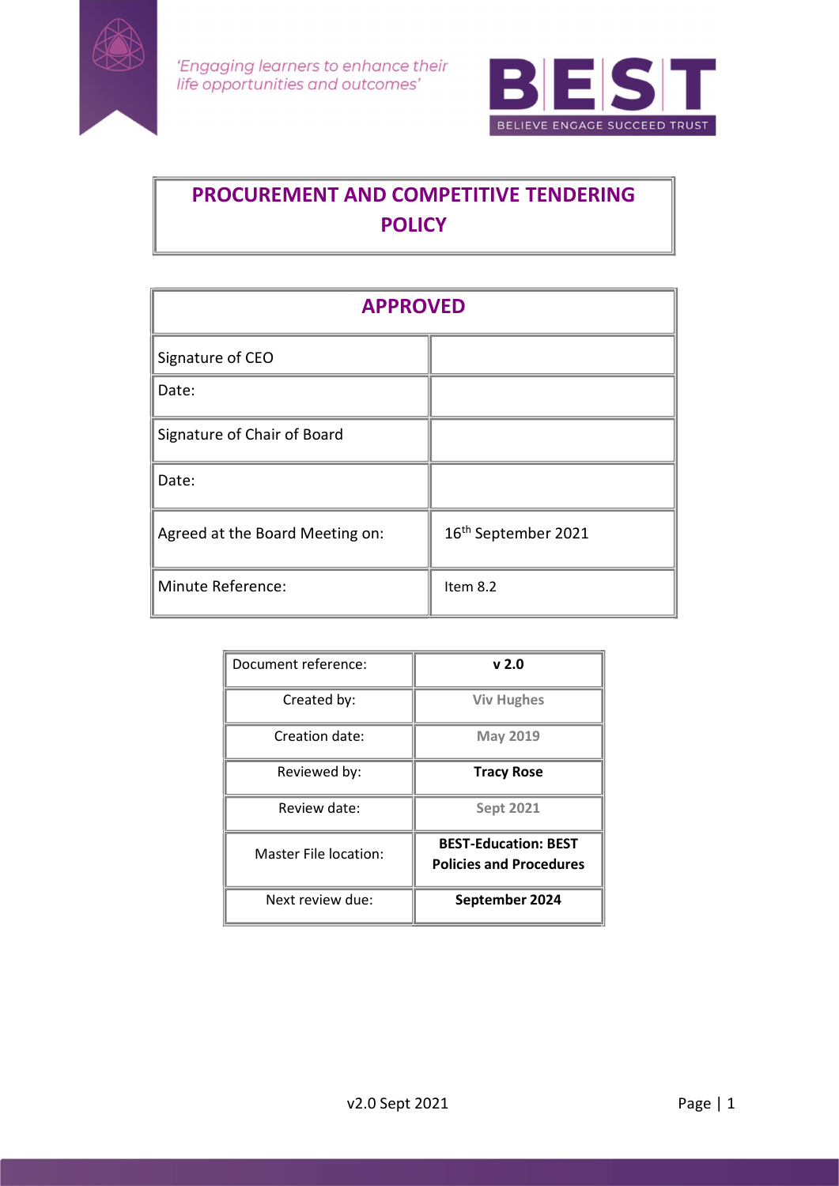*'Engaging learners to enhance their life opportunities and outcomes'*

BEST
BELIEVE ENGAGE SUCCEED TRUST

# PROCUREMENT AND COMPETITIVE TENDERING POLICY

| APPROVED | |
|---|---|
| Signature of CEO | |
| Date: | |
| Signature of Chair of Board | |
| Date: | |
| Agreed at the Board Meeting on: | 16th September 2021 |
| Minute Reference: | Item 8.2 |

| Document reference: | **v 2.0** |
|---|---|
| Created by: | **Viv Hughes** |
| Creation date: | **May 2019** |
| Reviewed by: | **Tracy Rose** |
| Review date: | **Sept 2021** |
| Master File location: | **BEST-Education: BEST Policies and Procedures** |
| Next review due: | **September 2024** |

v2.0 Sept 2021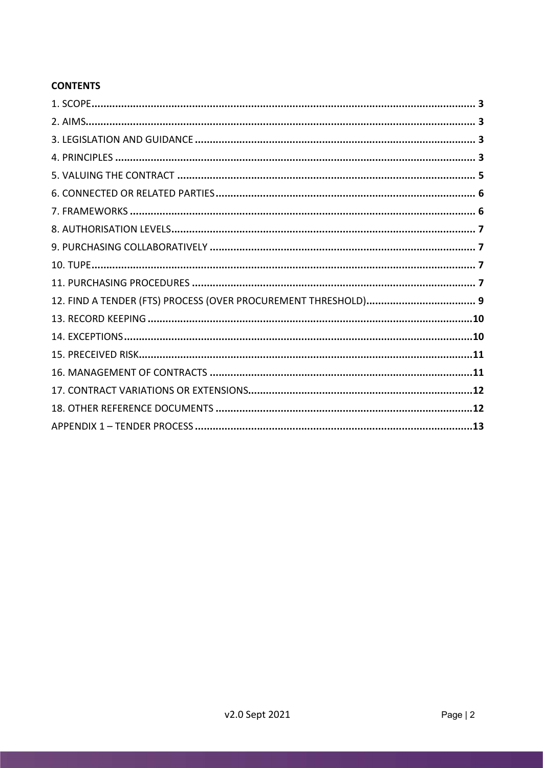**CONTENTS**

1. SCOPE ........................................................................................................................ 3
2. AIMS ........................................................................................................................... 3
3. LEGISLATION AND GUIDANCE ............................................................................... 3
4. PRINCIPLES ............................................................................................................... 3
5. VALUING THE CONTRACT ........................................................................................ 5
6. CONNECTED OR RELATED PARTIES ....................................................................... 6
7. FRAMEWORKS ........................................................................................................... 6
8. AUTHORISATION LEVELS ......................................................................................... 7
9. PURCHASING COLLABORATIVELY ........................................................................... 7
10. TUPE ........................................................................................................................ 7
11. PURCHASING PROCEDURES ................................................................................. 7
12. FIND A TENDER (FTS) PROCESS (OVER PROCUREMENT THRESHOLD) ............ 9
13. RECORD KEEPING ................................................................................................ 10
14. EXCEPTIONS ......................................................................................................... 10
15. PRECEIVED RISK ................................................................................................... 11
16. MANAGEMENT OF CONTRACTS ........................................................................... 11
17. CONTRACT VARIATIONS OR EXTENSIONS .......................................................... 12
18. OTHER REFERENCE DOCUMENTS ....................................................................... 12

APPENDIX 1 – TENDER PROCESS ............................................................................... 13

v2.0 Sept 2021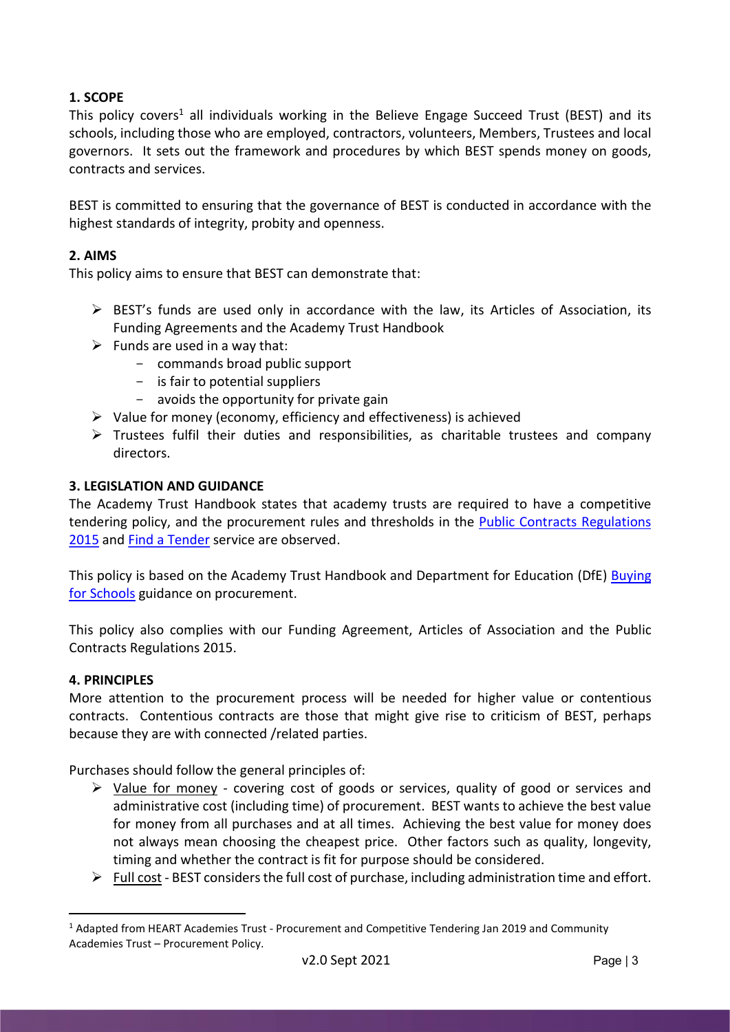## 1. SCOPE

This policy covers[1] all individuals working in the Believe Engage Succeed Trust (BEST) and its schools, including those who are employed, contractors, volunteers, Members, Trustees and local governors. It sets out the framework and procedures by which BEST spends money on goods, contracts and services.

BEST is committed to ensuring that the governance of BEST is conducted in accordance with the highest standards of integrity, probity and openness.

## 2. AIMS

This policy aims to ensure that BEST can demonstrate that:

- BEST's funds are used only in accordance with the law, its Articles of Association, its Funding Agreements and the Academy Trust Handbook
- Funds are used in a way that:
  - commands broad public support
  - is fair to potential suppliers
  - avoids the opportunity for private gain
- Value for money (economy, efficiency and effectiveness) is achieved
- Trustees fulfil their duties and responsibilities, as charitable trustees and company directors.

## 3. LEGISLATION AND GUIDANCE

The Academy Trust Handbook states that academy trusts are required to have a competitive tendering policy, and the procurement rules and thresholds in the Public Contracts Regulations 2015 and Find a Tender service are observed.

This policy is based on the Academy Trust Handbook and Department for Education (DfE) Buying for Schools guidance on procurement.

This policy also complies with our Funding Agreement, Articles of Association and the Public Contracts Regulations 2015.

## 4. PRINCIPLES

More attention to the procurement process will be needed for higher value or contentious contracts. Contentious contracts are those that might give rise to criticism of BEST, perhaps because they are with connected /related parties.

Purchases should follow the general principles of:

- Value for money - covering cost of goods or services, quality of good or services and administrative cost (including time) of procurement. BEST wants to achieve the best value for money from all purchases and at all times. Achieving the best value for money does not always mean choosing the cheapest price. Other factors such as quality, longevity, timing and whether the contract is fit for purpose should be considered.
- Full cost - BEST considers the full cost of purchase, including administration time and effort.

[1] Adapted from HEART Academies Trust - Procurement and Competitive Tendering Jan 2019 and Community Academies Trust – Procurement Policy.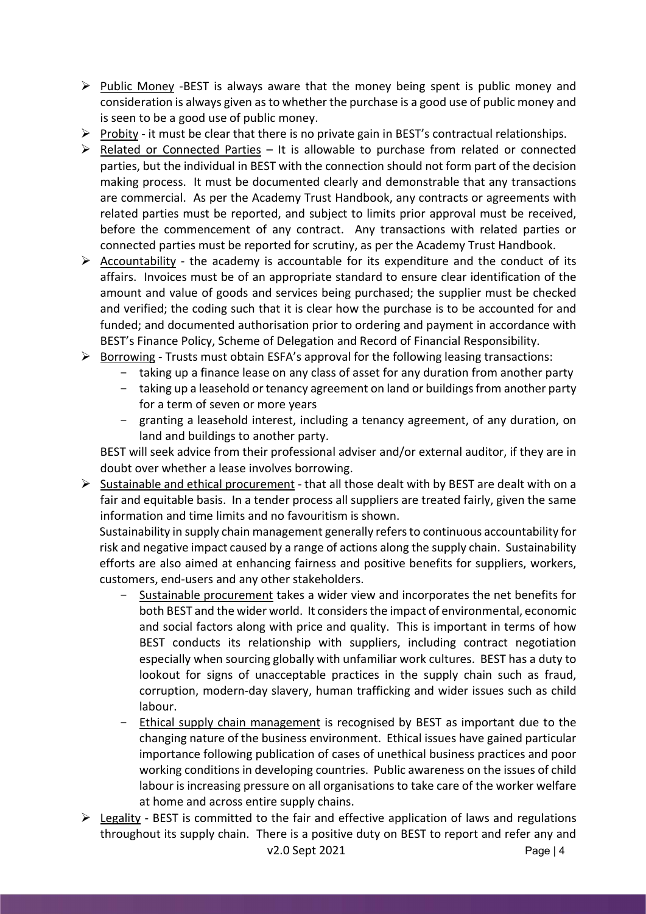- <u>Public Money</u> -BEST is always aware that the money being spent is public money and consideration is always given as to whether the purchase is a good use of public money and is seen to be a good use of public money.
- <u>Probity</u> - it must be clear that there is no private gain in BEST's contractual relationships.
- <u>Related or Connected Parties</u> – It is allowable to purchase from related or connected parties, but the individual in BEST with the connection should not form part of the decision making process. It must be documented clearly and demonstrable that any transactions are commercial. As per the Academy Trust Handbook, any contracts or agreements with related parties must be reported, and subject to limits prior approval must be received, before the commencement of any contract. Any transactions with related parties or connected parties must be reported for scrutiny, as per the Academy Trust Handbook.
- <u>Accountability</u> - the academy is accountable for its expenditure and the conduct of its affairs. Invoices must be of an appropriate standard to ensure clear identification of the amount and value of goods and services being purchased; the supplier must be checked and verified; the coding such that it is clear how the purchase is to be accounted for and funded; and documented authorisation prior to ordering and payment in accordance with BEST's Finance Policy, Scheme of Delegation and Record of Financial Responsibility.
- <u>Borrowing</u> - Trusts must obtain ESFA's approval for the following leasing transactions:
  - taking up a finance lease on any class of asset for any duration from another party
  - taking up a leasehold or tenancy agreement on land or buildings from another party for a term of seven or more years
  - granting a leasehold interest, including a tenancy agreement, of any duration, on land and buildings to another party.

  BEST will seek advice from their professional adviser and/or external auditor, if they are in doubt over whether a lease involves borrowing.
- <u>Sustainable and ethical procurement</u> - that all those dealt with by BEST are dealt with on a fair and equitable basis. In a tender process all suppliers are treated fairly, given the same information and time limits and no favouritism is shown.

  Sustainability in supply chain management generally refers to continuous accountability for risk and negative impact caused by a range of actions along the supply chain. Sustainability efforts are also aimed at enhancing fairness and positive benefits for suppliers, workers, customers, end-users and any other stakeholders.
  - <u>Sustainable procurement</u> takes a wider view and incorporates the net benefits for both BEST and the wider world. It considers the impact of environmental, economic and social factors along with price and quality. This is important in terms of how BEST conducts its relationship with suppliers, including contract negotiation especially when sourcing globally with unfamiliar work cultures. BEST has a duty to lookout for signs of unacceptable practices in the supply chain such as fraud, corruption, modern-day slavery, human trafficking and wider issues such as child labour.
  - <u>Ethical supply chain management</u> is recognised by BEST as important due to the changing nature of the business environment. Ethical issues have gained particular importance following publication of cases of unethical business practices and poor working conditions in developing countries. Public awareness on the issues of child labour is increasing pressure on all organisations to take care of the worker welfare at home and across entire supply chains.
- <u>Legality</u> - BEST is committed to the fair and effective application of laws and regulations throughout its supply chain. There is a positive duty on BEST to report and refer any and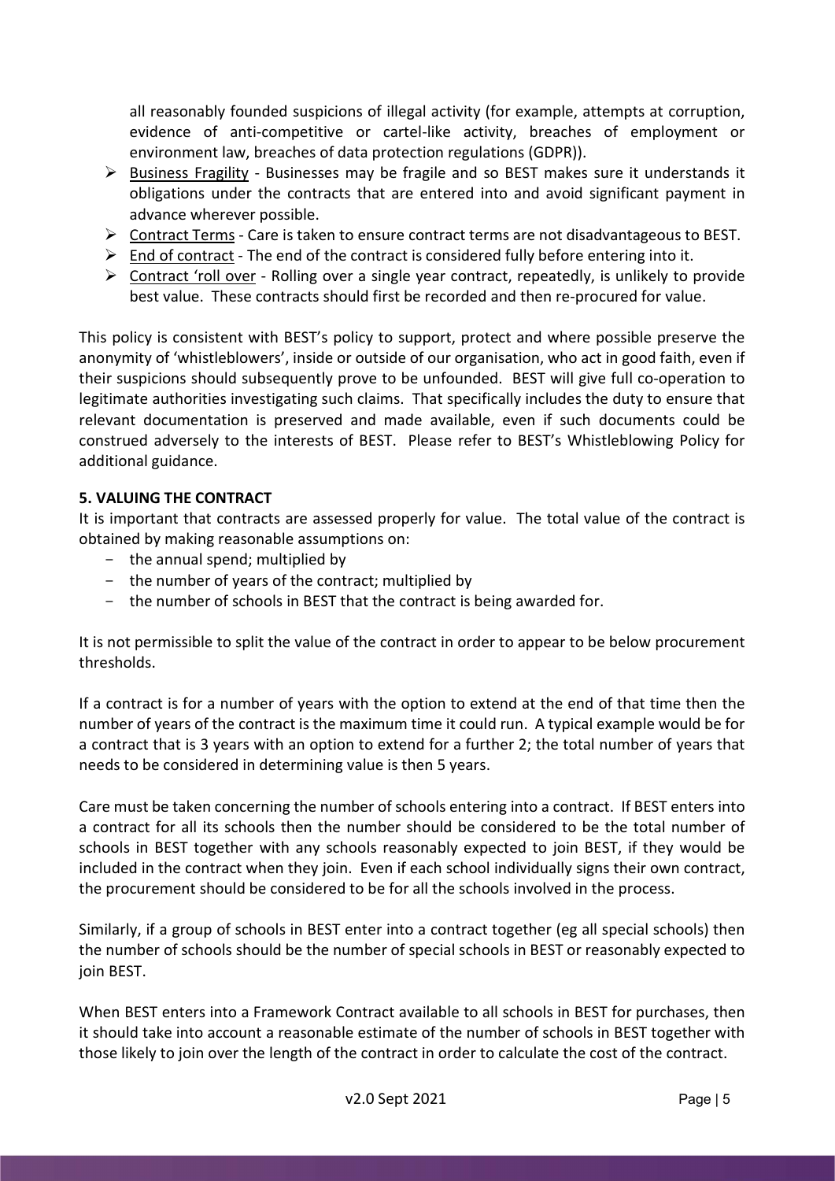all reasonably founded suspicions of illegal activity (for example, attempts at corruption, evidence of anti-competitive or cartel-like activity, breaches of employment or environment law, breaches of data protection regulations (GDPR)).

- Business Fragility - Businesses may be fragile and so BEST makes sure it understands it obligations under the contracts that are entered into and avoid significant payment in advance wherever possible.
- Contract Terms - Care is taken to ensure contract terms are not disadvantageous to BEST.
- End of contract - The end of the contract is considered fully before entering into it.
- Contract 'roll over - Rolling over a single year contract, repeatedly, is unlikely to provide best value. These contracts should first be recorded and then re-procured for value.

This policy is consistent with BEST's policy to support, protect and where possible preserve the anonymity of 'whistleblowers', inside or outside of our organisation, who act in good faith, even if their suspicions should subsequently prove to be unfounded. BEST will give full co-operation to legitimate authorities investigating such claims. That specifically includes the duty to ensure that relevant documentation is preserved and made available, even if such documents could be construed adversely to the interests of BEST. Please refer to BEST's Whistleblowing Policy for additional guidance.

**5. VALUING THE CONTRACT**

It is important that contracts are assessed properly for value. The total value of the contract is obtained by making reasonable assumptions on:

- the annual spend; multiplied by
- the number of years of the contract; multiplied by
- the number of schools in BEST that the contract is being awarded for.

It is not permissible to split the value of the contract in order to appear to be below procurement thresholds.

If a contract is for a number of years with the option to extend at the end of that time then the number of years of the contract is the maximum time it could run. A typical example would be for a contract that is 3 years with an option to extend for a further 2; the total number of years that needs to be considered in determining value is then 5 years.

Care must be taken concerning the number of schools entering into a contract. If BEST enters into a contract for all its schools then the number should be considered to be the total number of schools in BEST together with any schools reasonably expected to join BEST, if they would be included in the contract when they join. Even if each school individually signs their own contract, the procurement should be considered to be for all the schools involved in the process.

Similarly, if a group of schools in BEST enter into a contract together (eg all special schools) then the number of schools should be the number of special schools in BEST or reasonably expected to join BEST.

When BEST enters into a Framework Contract available to all schools in BEST for purchases, then it should take into account a reasonable estimate of the number of schools in BEST together with those likely to join over the length of the contract in order to calculate the cost of the contract.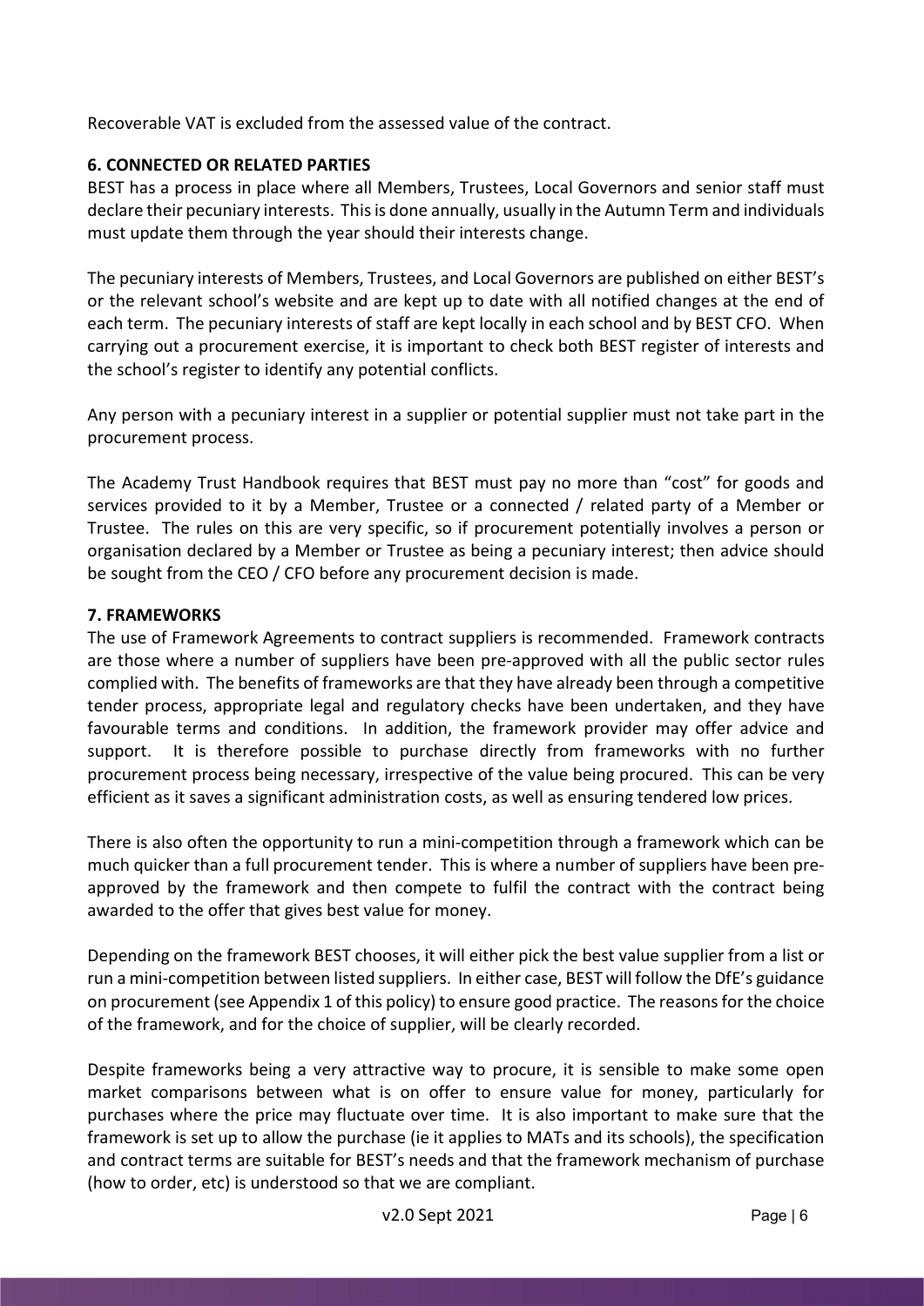Recoverable VAT is excluded from the assessed value of the contract.

## 6. CONNECTED OR RELATED PARTIES

BEST has a process in place where all Members, Trustees, Local Governors and senior staff must declare their pecuniary interests. This is done annually, usually in the Autumn Term and individuals must update them through the year should their interests change.

The pecuniary interests of Members, Trustees, and Local Governors are published on either BEST's or the relevant school's website and are kept up to date with all notified changes at the end of each term. The pecuniary interests of staff are kept locally in each school and by BEST CFO. When carrying out a procurement exercise, it is important to check both BEST register of interests and the school's register to identify any potential conflicts.

Any person with a pecuniary interest in a supplier or potential supplier must not take part in the procurement process.

The Academy Trust Handbook requires that BEST must pay no more than "cost" for goods and services provided to it by a Member, Trustee or a connected / related party of a Member or Trustee. The rules on this are very specific, so if procurement potentially involves a person or organisation declared by a Member or Trustee as being a pecuniary interest; then advice should be sought from the CEO / CFO before any procurement decision is made.

## 7. FRAMEWORKS

The use of Framework Agreements to contract suppliers is recommended. Framework contracts are those where a number of suppliers have been pre-approved with all the public sector rules complied with. The benefits of frameworks are that they have already been through a competitive tender process, appropriate legal and regulatory checks have been undertaken, and they have favourable terms and conditions. In addition, the framework provider may offer advice and support. It is therefore possible to purchase directly from frameworks with no further procurement process being necessary, irrespective of the value being procured. This can be very efficient as it saves a significant administration costs, as well as ensuring tendered low prices.

There is also often the opportunity to run a mini-competition through a framework which can be much quicker than a full procurement tender. This is where a number of suppliers have been pre-approved by the framework and then compete to fulfil the contract with the contract being awarded to the offer that gives best value for money.

Depending on the framework BEST chooses, it will either pick the best value supplier from a list or run a mini-competition between listed suppliers. In either case, BEST will follow the DfE's guidance on procurement (see Appendix 1 of this policy) to ensure good practice. The reasons for the choice of the framework, and for the choice of supplier, will be clearly recorded.

Despite frameworks being a very attractive way to procure, it is sensible to make some open market comparisons between what is on offer to ensure value for money, particularly for purchases where the price may fluctuate over time. It is also important to make sure that the framework is set up to allow the purchase (ie it applies to MATs and its schools), the specification and contract terms are suitable for BEST's needs and that the framework mechanism of purchase (how to order, etc) is understood so that we are compliant.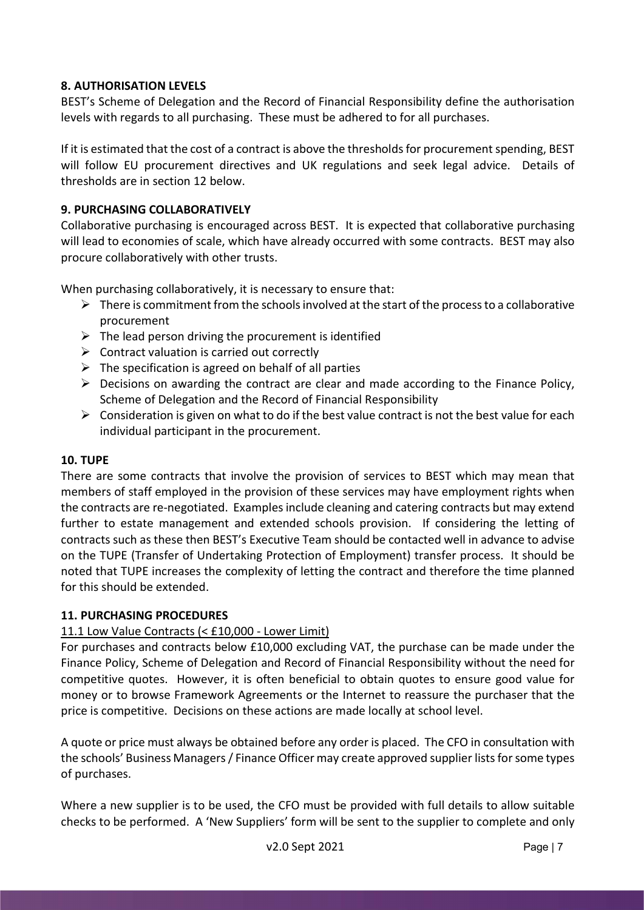## 8. AUTHORISATION LEVELS

BEST's Scheme of Delegation and the Record of Financial Responsibility define the authorisation levels with regards to all purchasing. These must be adhered to for all purchases.

If it is estimated that the cost of a contract is above the thresholds for procurement spending, BEST will follow EU procurement directives and UK regulations and seek legal advice. Details of thresholds are in section 12 below.

## 9. PURCHASING COLLABORATIVELY

Collaborative purchasing is encouraged across BEST. It is expected that collaborative purchasing will lead to economies of scale, which have already occurred with some contracts. BEST may also procure collaboratively with other trusts.

When purchasing collaboratively, it is necessary to ensure that:

- There is commitment from the schools involved at the start of the process to a collaborative procurement
- The lead person driving the procurement is identified
- Contract valuation is carried out correctly
- The specification is agreed on behalf of all parties
- Decisions on awarding the contract are clear and made according to the Finance Policy, Scheme of Delegation and the Record of Financial Responsibility
- Consideration is given on what to do if the best value contract is not the best value for each individual participant in the procurement.

## 10. TUPE

There are some contracts that involve the provision of services to BEST which may mean that members of staff employed in the provision of these services may have employment rights when the contracts are re-negotiated. Examples include cleaning and catering contracts but may extend further to estate management and extended schools provision. If considering the letting of contracts such as these then BEST's Executive Team should be contacted well in advance to advise on the TUPE (Transfer of Undertaking Protection of Employment) transfer process. It should be noted that TUPE increases the complexity of letting the contract and therefore the time planned for this should be extended.

## 11. PURCHASING PROCEDURES

### 11.1 Low Value Contracts (< £10,000 - Lower Limit)

For purchases and contracts below £10,000 excluding VAT, the purchase can be made under the Finance Policy, Scheme of Delegation and Record of Financial Responsibility without the need for competitive quotes. However, it is often beneficial to obtain quotes to ensure good value for money or to browse Framework Agreements or the Internet to reassure the purchaser that the price is competitive. Decisions on these actions are made locally at school level.

A quote or price must always be obtained before any order is placed. The CFO in consultation with the schools' Business Managers / Finance Officer may create approved supplier lists for some types of purchases.

Where a new supplier is to be used, the CFO must be provided with full details to allow suitable checks to be performed. A 'New Suppliers' form will be sent to the supplier to complete and only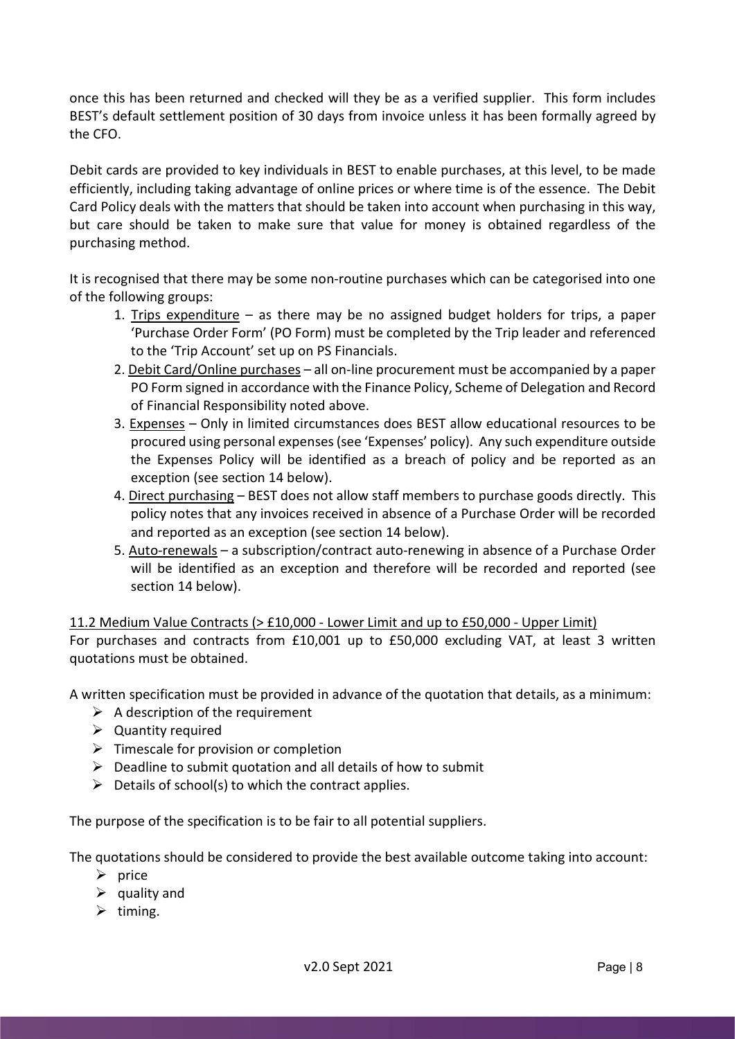once this has been returned and checked will they be as a verified supplier. This form includes BEST's default settlement position of 30 days from invoice unless it has been formally agreed by the CFO.

Debit cards are provided to key individuals in BEST to enable purchases, at this level, to be made efficiently, including taking advantage of online prices or where time is of the essence. The Debit Card Policy deals with the matters that should be taken into account when purchasing in this way, but care should be taken to make sure that value for money is obtained regardless of the purchasing method.

It is recognised that there may be some non-routine purchases which can be categorised into one of the following groups:

1. Trips expenditure – as there may be no assigned budget holders for trips, a paper 'Purchase Order Form' (PO Form) must be completed by the Trip leader and referenced to the 'Trip Account' set up on PS Financials.
2. Debit Card/Online purchases – all on-line procurement must be accompanied by a paper PO Form signed in accordance with the Finance Policy, Scheme of Delegation and Record of Financial Responsibility noted above.
3. Expenses – Only in limited circumstances does BEST allow educational resources to be procured using personal expenses (see 'Expenses' policy). Any such expenditure outside the Expenses Policy will be identified as a breach of policy and be reported as an exception (see section 14 below).
4. Direct purchasing – BEST does not allow staff members to purchase goods directly. This policy notes that any invoices received in absence of a Purchase Order will be recorded and reported as an exception (see section 14 below).
5. Auto-renewals – a subscription/contract auto-renewing in absence of a Purchase Order will be identified as an exception and therefore will be recorded and reported (see section 14 below).

### 11.2 Medium Value Contracts (> £10,000 - Lower Limit and up to £50,000 - Upper Limit)

For purchases and contracts from £10,001 up to £50,000 excluding VAT, at least 3 written quotations must be obtained.

A written specification must be provided in advance of the quotation that details, as a minimum:

- A description of the requirement
- Quantity required
- Timescale for provision or completion
- Deadline to submit quotation and all details of how to submit
- Details of school(s) to which the contract applies.

The purpose of the specification is to be fair to all potential suppliers.

The quotations should be considered to provide the best available outcome taking into account:

- price
- quality and
- timing.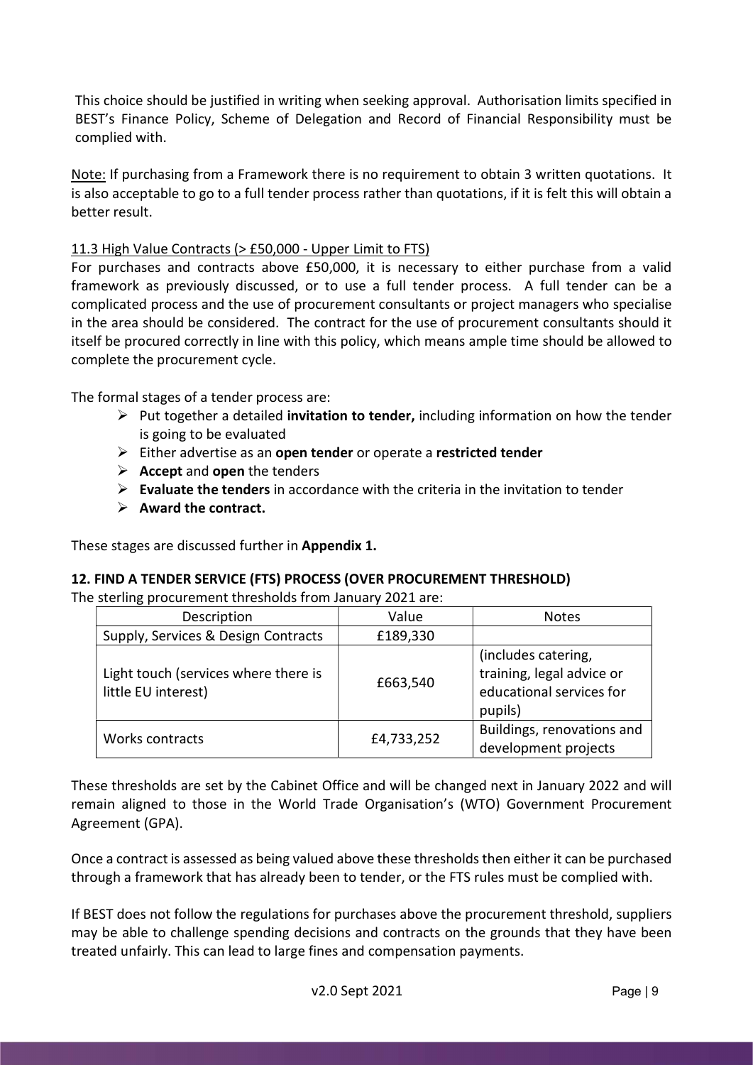This choice should be justified in writing when seeking approval. Authorisation limits specified in BEST's Finance Policy, Scheme of Delegation and Record of Financial Responsibility must be complied with.

Note: If purchasing from a Framework there is no requirement to obtain 3 written quotations. It is also acceptable to go to a full tender process rather than quotations, if it is felt this will obtain a better result.

11.3 High Value Contracts (> £50,000 - Upper Limit to FTS)

For purchases and contracts above £50,000, it is necessary to either purchase from a valid framework as previously discussed, or to use a full tender process. A full tender can be a complicated process and the use of procurement consultants or project managers who specialise in the area should be considered. The contract for the use of procurement consultants should it itself be procured correctly in line with this policy, which means ample time should be allowed to complete the procurement cycle.

The formal stages of a tender process are:

- Put together a detailed **invitation to tender,** including information on how the tender is going to be evaluated
- Either advertise as an **open tender** or operate a **restricted tender**
- **Accept** and **open** the tenders
- **Evaluate the tenders** in accordance with the criteria in the invitation to tender
- **Award the contract.**

These stages are discussed further in **Appendix 1.**

## 12. FIND A TENDER SERVICE (FTS) PROCESS (OVER PROCUREMENT THRESHOLD)

The sterling procurement thresholds from January 2021 are:

| Description | Value | Notes |
| --- | --- | --- |
| Supply, Services & Design Contracts | £189,330 | |
| Light touch (services where there is little EU interest) | £663,540 | (includes catering, training, legal advice or educational services for pupils) |
| Works contracts | £4,733,252 | Buildings, renovations and development projects |

These thresholds are set by the Cabinet Office and will be changed next in January 2022 and will remain aligned to those in the World Trade Organisation's (WTO) Government Procurement Agreement (GPA).

Once a contract is assessed as being valued above these thresholds then either it can be purchased through a framework that has already been to tender, or the FTS rules must be complied with.

If BEST does not follow the regulations for purchases above the procurement threshold, suppliers may be able to challenge spending decisions and contracts on the grounds that they have been treated unfairly. This can lead to large fines and compensation payments.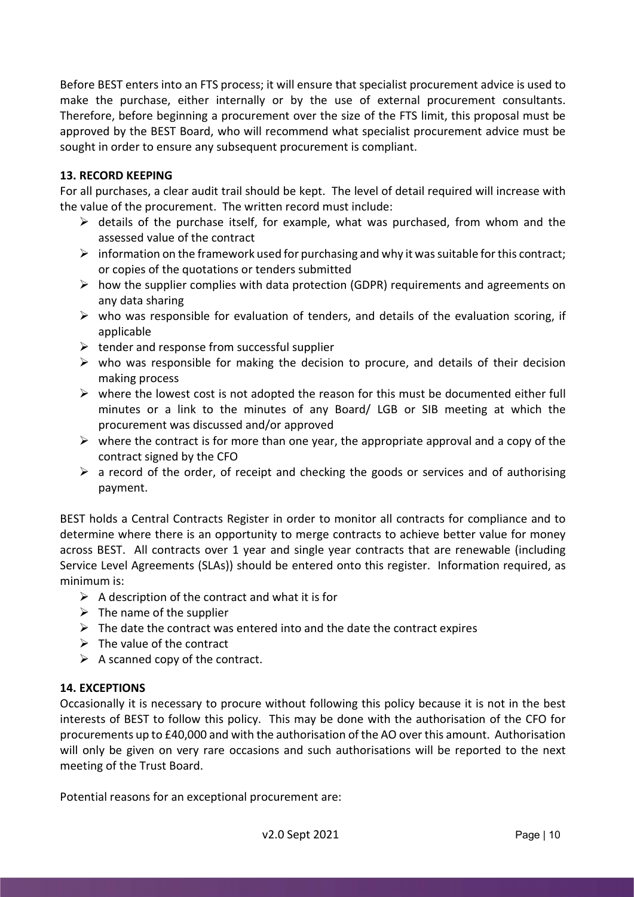Before BEST enters into an FTS process; it will ensure that specialist procurement advice is used to make the purchase, either internally or by the use of external procurement consultants. Therefore, before beginning a procurement over the size of the FTS limit, this proposal must be approved by the BEST Board, who will recommend what specialist procurement advice must be sought in order to ensure any subsequent procurement is compliant.

### 13. RECORD KEEPING

For all purchases, a clear audit trail should be kept. The level of detail required will increase with the value of the procurement. The written record must include:

- details of the purchase itself, for example, what was purchased, from whom and the assessed value of the contract
- information on the framework used for purchasing and why it was suitable for this contract; or copies of the quotations or tenders submitted
- how the supplier complies with data protection (GDPR) requirements and agreements on any data sharing
- who was responsible for evaluation of tenders, and details of the evaluation scoring, if applicable
- tender and response from successful supplier
- who was responsible for making the decision to procure, and details of their decision making process
- where the lowest cost is not adopted the reason for this must be documented either full minutes or a link to the minutes of any Board/ LGB or SIB meeting at which the procurement was discussed and/or approved
- where the contract is for more than one year, the appropriate approval and a copy of the contract signed by the CFO
- a record of the order, of receipt and checking the goods or services and of authorising payment.

BEST holds a Central Contracts Register in order to monitor all contracts for compliance and to determine where there is an opportunity to merge contracts to achieve better value for money across BEST. All contracts over 1 year and single year contracts that are renewable (including Service Level Agreements (SLAs)) should be entered onto this register. Information required, as minimum is:

- A description of the contract and what it is for
- The name of the supplier
- The date the contract was entered into and the date the contract expires
- The value of the contract
- A scanned copy of the contract.

### 14. EXCEPTIONS

Occasionally it is necessary to procure without following this policy because it is not in the best interests of BEST to follow this policy. This may be done with the authorisation of the CFO for procurements up to £40,000 and with the authorisation of the AO over this amount. Authorisation will only be given on very rare occasions and such authorisations will be reported to the next meeting of the Trust Board.

Potential reasons for an exceptional procurement are: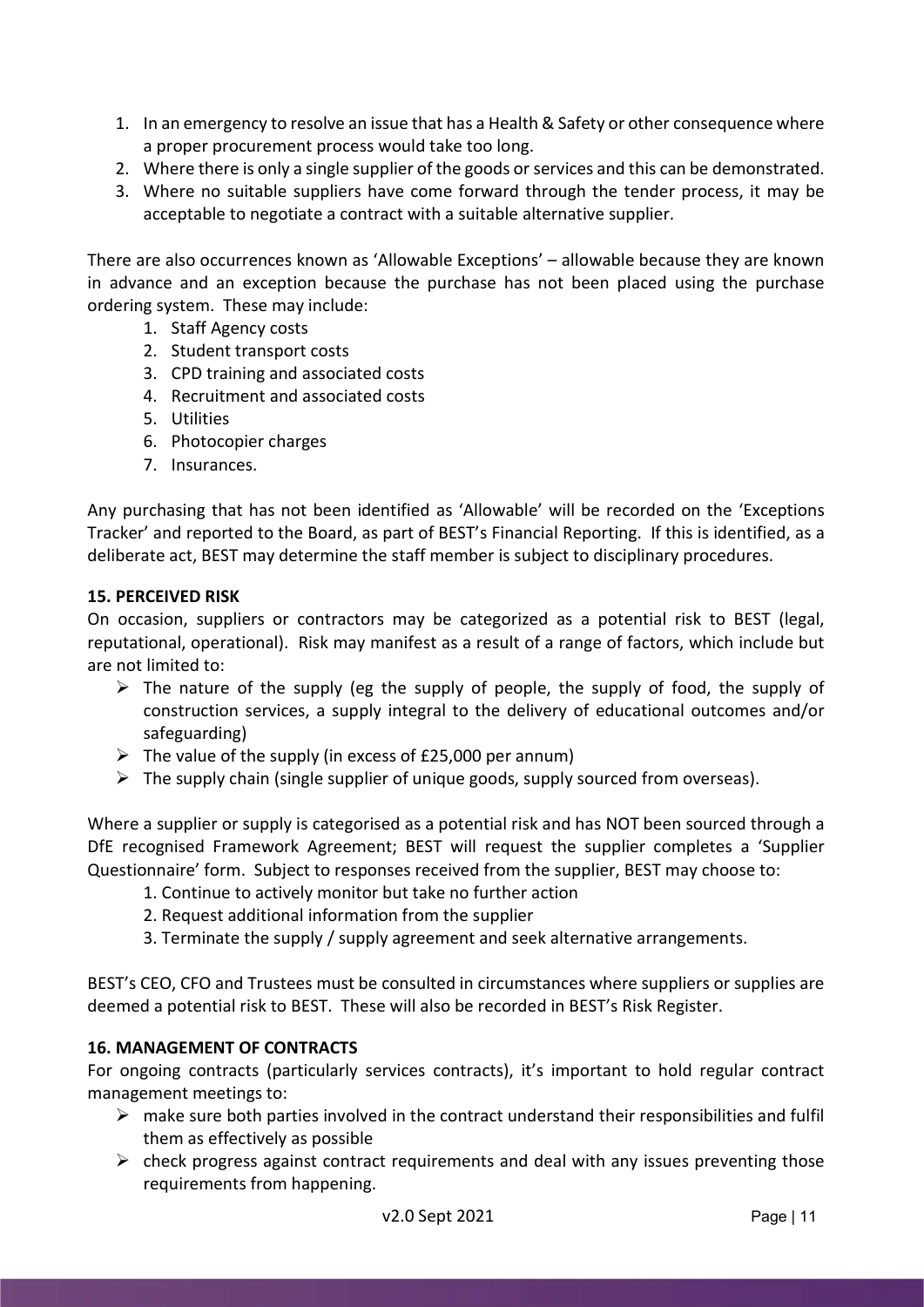1. In an emergency to resolve an issue that has a Health & Safety or other consequence where a proper procurement process would take too long.
2. Where there is only a single supplier of the goods or services and this can be demonstrated.
3. Where no suitable suppliers have come forward through the tender process, it may be acceptable to negotiate a contract with a suitable alternative supplier.

There are also occurrences known as 'Allowable Exceptions' – allowable because they are known in advance and an exception because the purchase has not been placed using the purchase ordering system. These may include:

1. Staff Agency costs
2. Student transport costs
3. CPD training and associated costs
4. Recruitment and associated costs
5. Utilities
6. Photocopier charges
7. Insurances.

Any purchasing that has not been identified as 'Allowable' will be recorded on the 'Exceptions Tracker' and reported to the Board, as part of BEST's Financial Reporting. If this is identified, as a deliberate act, BEST may determine the staff member is subject to disciplinary procedures.

**15. PERCEIVED RISK**

On occasion, suppliers or contractors may be categorized as a potential risk to BEST (legal, reputational, operational). Risk may manifest as a result of a range of factors, which include but are not limited to:

- The nature of the supply (eg the supply of people, the supply of food, the supply of construction services, a supply integral to the delivery of educational outcomes and/or safeguarding)
- The value of the supply (in excess of £25,000 per annum)
- The supply chain (single supplier of unique goods, supply sourced from overseas).

Where a supplier or supply is categorised as a potential risk and has NOT been sourced through a DfE recognised Framework Agreement; BEST will request the supplier completes a 'Supplier Questionnaire' form. Subject to responses received from the supplier, BEST may choose to:

1. Continue to actively monitor but take no further action
2. Request additional information from the supplier
3. Terminate the supply / supply agreement and seek alternative arrangements.

BEST's CEO, CFO and Trustees must be consulted in circumstances where suppliers or supplies are deemed a potential risk to BEST. These will also be recorded in BEST's Risk Register.

**16. MANAGEMENT OF CONTRACTS**

For ongoing contracts (particularly services contracts), it's important to hold regular contract management meetings to:

- make sure both parties involved in the contract understand their responsibilities and fulfil them as effectively as possible
- check progress against contract requirements and deal with any issues preventing those requirements from happening.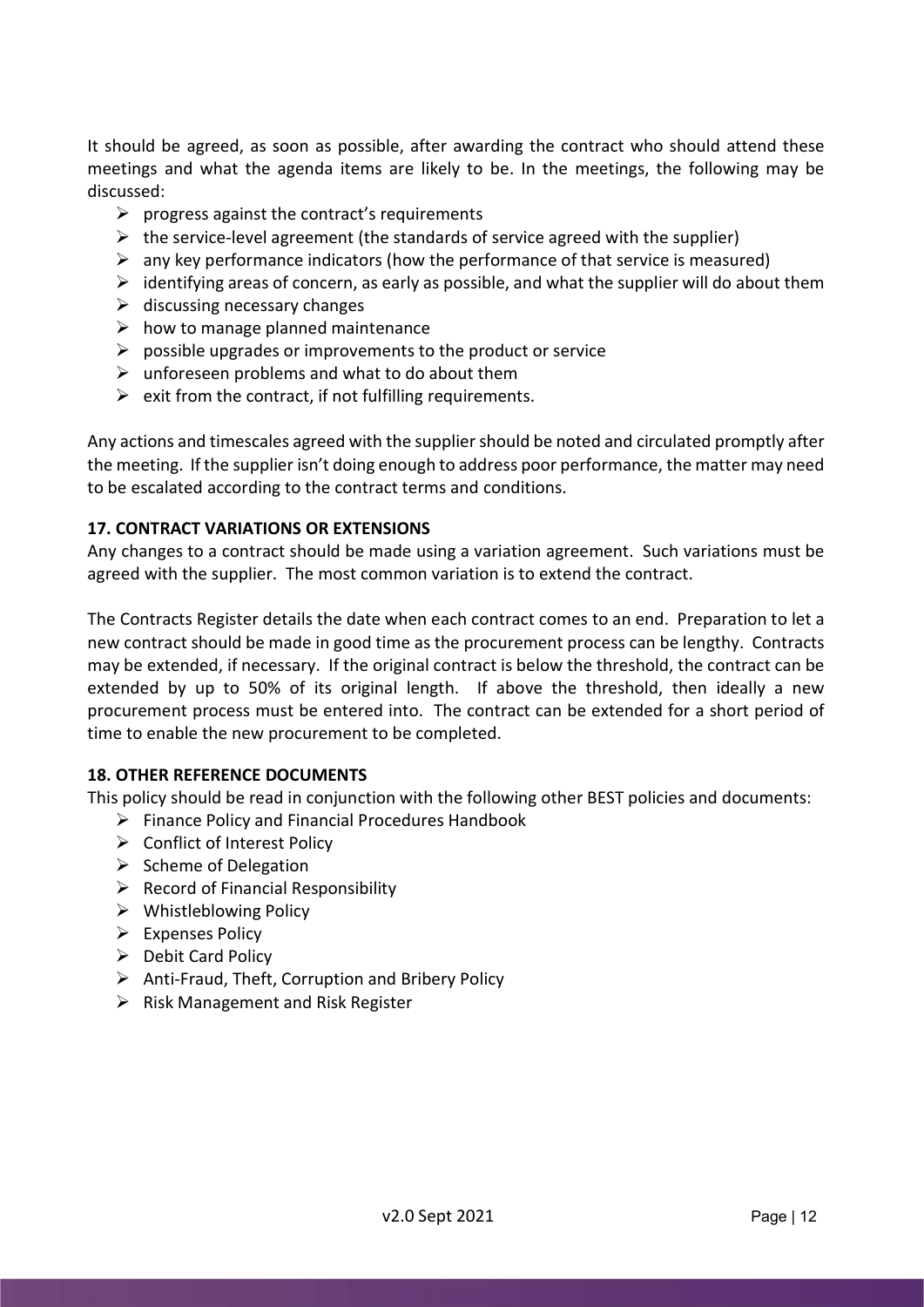It should be agreed, as soon as possible, after awarding the contract who should attend these meetings and what the agenda items are likely to be. In the meetings, the following may be discussed:

- progress against the contract's requirements
- the service-level agreement (the standards of service agreed with the supplier)
- any key performance indicators (how the performance of that service is measured)
- identifying areas of concern, as early as possible, and what the supplier will do about them
- discussing necessary changes
- how to manage planned maintenance
- possible upgrades or improvements to the product or service
- unforeseen problems and what to do about them
- exit from the contract, if not fulfilling requirements.

Any actions and timescales agreed with the supplier should be noted and circulated promptly after the meeting. If the supplier isn't doing enough to address poor performance, the matter may need to be escalated according to the contract terms and conditions.

### 17. CONTRACT VARIATIONS OR EXTENSIONS

Any changes to a contract should be made using a variation agreement. Such variations must be agreed with the supplier. The most common variation is to extend the contract.

The Contracts Register details the date when each contract comes to an end. Preparation to let a new contract should be made in good time as the procurement process can be lengthy. Contracts may be extended, if necessary. If the original contract is below the threshold, the contract can be extended by up to 50% of its original length. If above the threshold, then ideally a new procurement process must be entered into. The contract can be extended for a short period of time to enable the new procurement to be completed.

### 18. OTHER REFERENCE DOCUMENTS

This policy should be read in conjunction with the following other BEST policies and documents:

- Finance Policy and Financial Procedures Handbook
- Conflict of Interest Policy
- Scheme of Delegation
- Record of Financial Responsibility
- Whistleblowing Policy
- Expenses Policy
- Debit Card Policy
- Anti-Fraud, Theft, Corruption and Bribery Policy
- Risk Management and Risk Register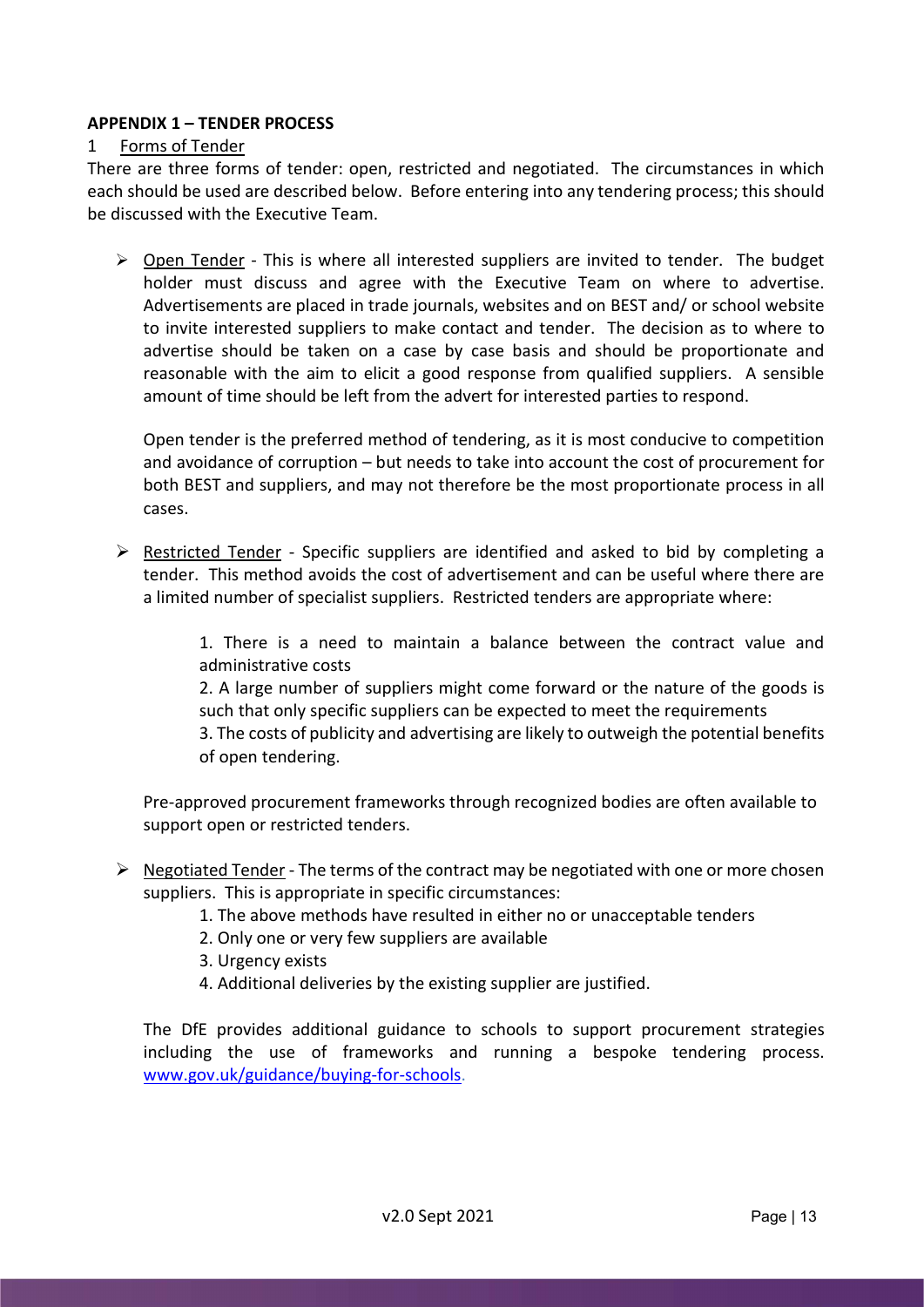## APPENDIX 1 – TENDER PROCESS

### 1 Forms of Tender

There are three forms of tender: open, restricted and negotiated. The circumstances in which each should be used are described below. Before entering into any tendering process; this should be discussed with the Executive Team.

- Open Tender - This is where all interested suppliers are invited to tender. The budget holder must discuss and agree with the Executive Team on where to advertise. Advertisements are placed in trade journals, websites and on BEST and/ or school website to invite interested suppliers to make contact and tender. The decision as to where to advertise should be taken on a case by case basis and should be proportionate and reasonable with the aim to elicit a good response from qualified suppliers. A sensible amount of time should be left from the advert for interested parties to respond.

  Open tender is the preferred method of tendering, as it is most conducive to competition and avoidance of corruption – but needs to take into account the cost of procurement for both BEST and suppliers, and may not therefore be the most proportionate process in all cases.

- Restricted Tender - Specific suppliers are identified and asked to bid by completing a tender. This method avoids the cost of advertisement and can be useful where there are a limited number of specialist suppliers. Restricted tenders are appropriate where:

  1. There is a need to maintain a balance between the contract value and administrative costs
  2. A large number of suppliers might come forward or the nature of the goods is such that only specific suppliers can be expected to meet the requirements
  3. The costs of publicity and advertising are likely to outweigh the potential benefits of open tendering.

  Pre-approved procurement frameworks through recognized bodies are often available to support open or restricted tenders.

- Negotiated Tender - The terms of the contract may be negotiated with one or more chosen suppliers. This is appropriate in specific circumstances:

  1. The above methods have resulted in either no or unacceptable tenders
  2. Only one or very few suppliers are available
  3. Urgency exists
  4. Additional deliveries by the existing supplier are justified.

  The DfE provides additional guidance to schools to support procurement strategies including the use of frameworks and running a bespoke tendering process. www.gov.uk/guidance/buying-for-schools.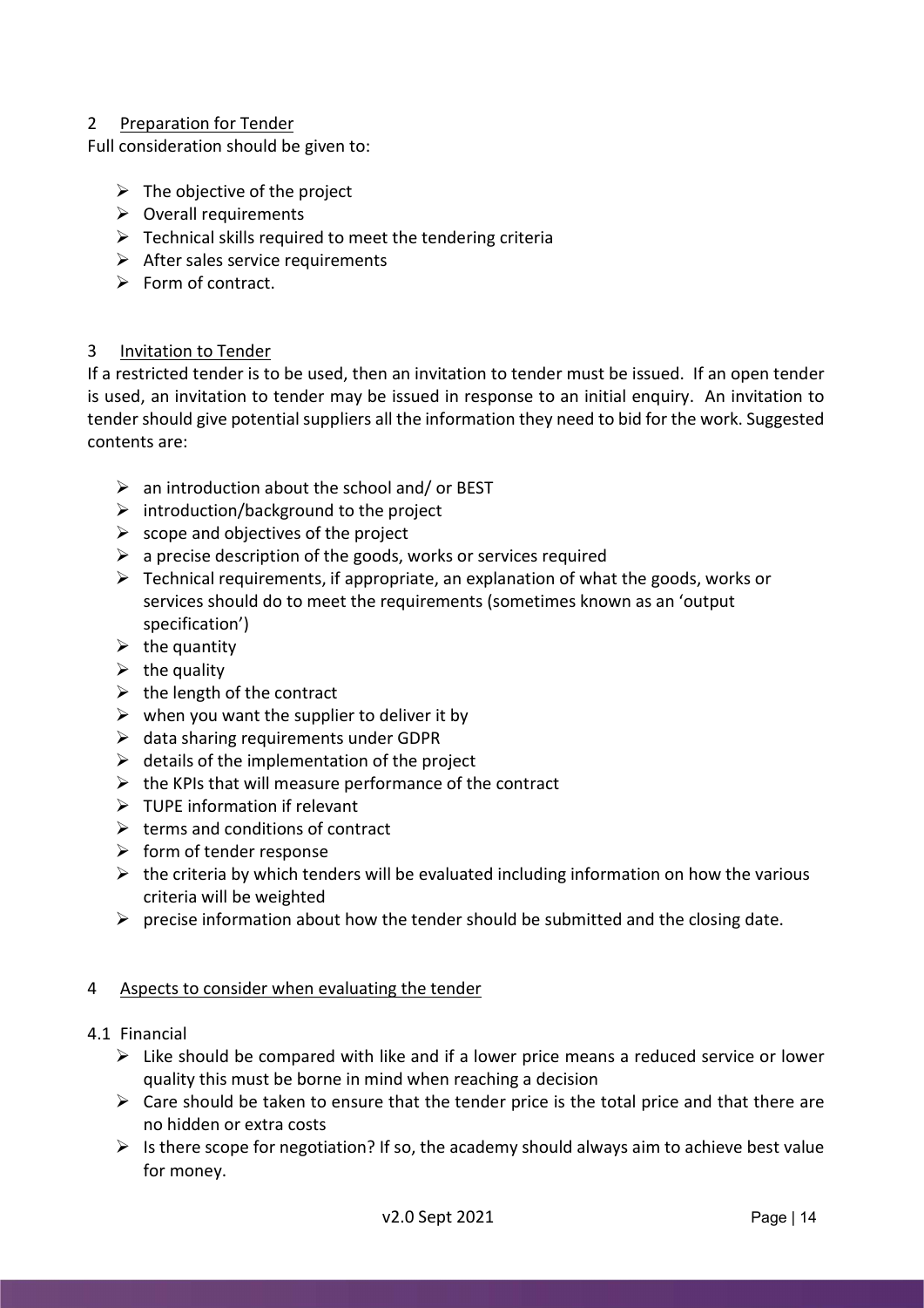## 2 Preparation for Tender

Full consideration should be given to:

- The objective of the project
- Overall requirements
- Technical skills required to meet the tendering criteria
- After sales service requirements
- Form of contract.

## 3 Invitation to Tender

If a restricted tender is to be used, then an invitation to tender must be issued. If an open tender is used, an invitation to tender may be issued in response to an initial enquiry. An invitation to tender should give potential suppliers all the information they need to bid for the work. Suggested contents are:

- an introduction about the school and/ or BEST
- introduction/background to the project
- scope and objectives of the project
- a precise description of the goods, works or services required
- Technical requirements, if appropriate, an explanation of what the goods, works or services should do to meet the requirements (sometimes known as an 'output specification')
- the quantity
- the quality
- the length of the contract
- when you want the supplier to deliver it by
- data sharing requirements under GDPR
- details of the implementation of the project
- the KPIs that will measure performance of the contract
- TUPE information if relevant
- terms and conditions of contract
- form of tender response
- the criteria by which tenders will be evaluated including information on how the various criteria will be weighted
- precise information about how the tender should be submitted and the closing date.

## 4 Aspects to consider when evaluating the tender

### 4.1 Financial

- Like should be compared with like and if a lower price means a reduced service or lower quality this must be borne in mind when reaching a decision
- Care should be taken to ensure that the tender price is the total price and that there are no hidden or extra costs
- Is there scope for negotiation? If so, the academy should always aim to achieve best value for money.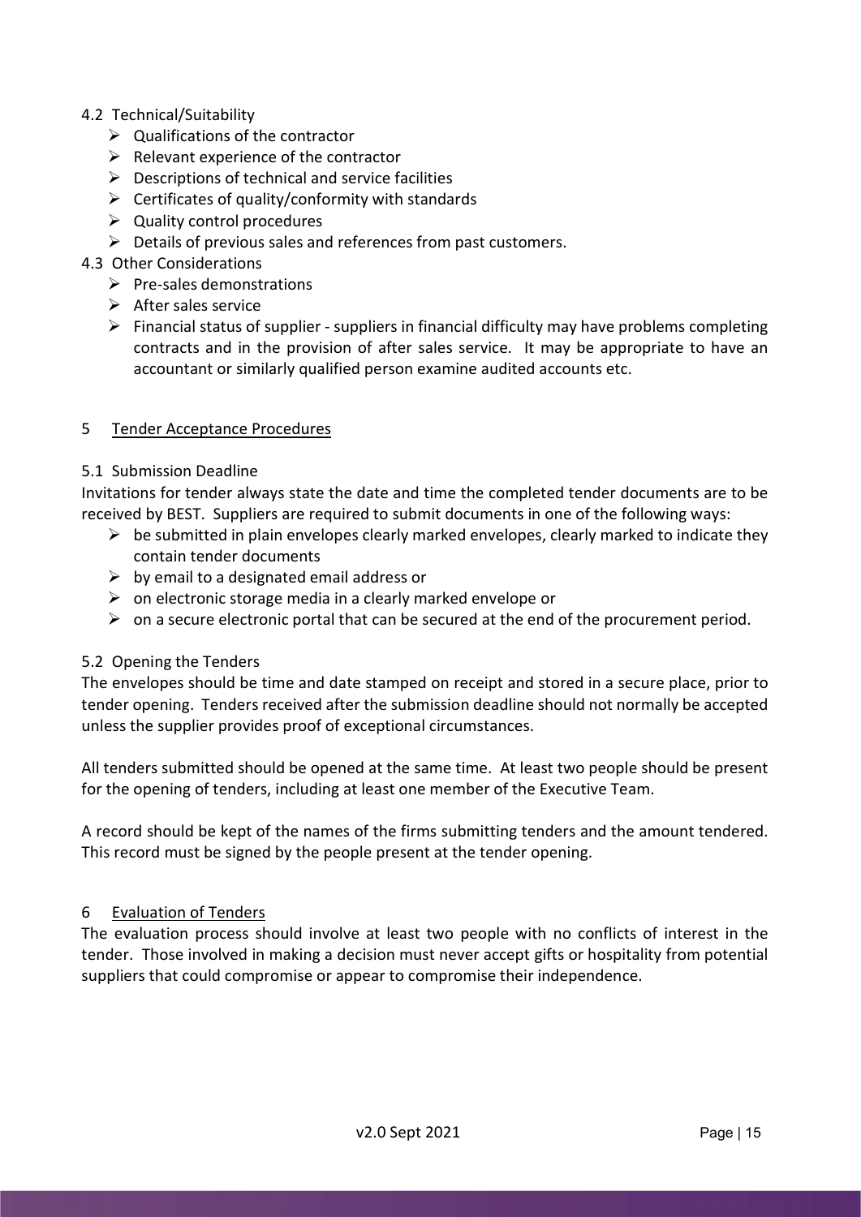### 4.2 Technical/Suitability

- Qualifications of the contractor
- Relevant experience of the contractor
- Descriptions of technical and service facilities
- Certificates of quality/conformity with standards
- Quality control procedures
- Details of previous sales and references from past customers.

### 4.3 Other Considerations

- Pre-sales demonstrations
- After sales service
- Financial status of supplier - suppliers in financial difficulty may have problems completing contracts and in the provision of after sales service. It may be appropriate to have an accountant or similarly qualified person examine audited accounts etc.

## 5 <u>Tender Acceptance Procedures</u>

### 5.1 Submission Deadline

Invitations for tender always state the date and time the completed tender documents are to be received by BEST. Suppliers are required to submit documents in one of the following ways:

- be submitted in plain envelopes clearly marked envelopes, clearly marked to indicate they contain tender documents
- by email to a designated email address or
- on electronic storage media in a clearly marked envelope or
- on a secure electronic portal that can be secured at the end of the procurement period.

### 5.2 Opening the Tenders

The envelopes should be time and date stamped on receipt and stored in a secure place, prior to tender opening. Tenders received after the submission deadline should not normally be accepted unless the supplier provides proof of exceptional circumstances.

All tenders submitted should be opened at the same time. At least two people should be present for the opening of tenders, including at least one member of the Executive Team.

A record should be kept of the names of the firms submitting tenders and the amount tendered. This record must be signed by the people present at the tender opening.

## 6 <u>Evaluation of Tenders</u>

The evaluation process should involve at least two people with no conflicts of interest in the tender. Those involved in making a decision must never accept gifts or hospitality from potential suppliers that could compromise or appear to compromise their independence.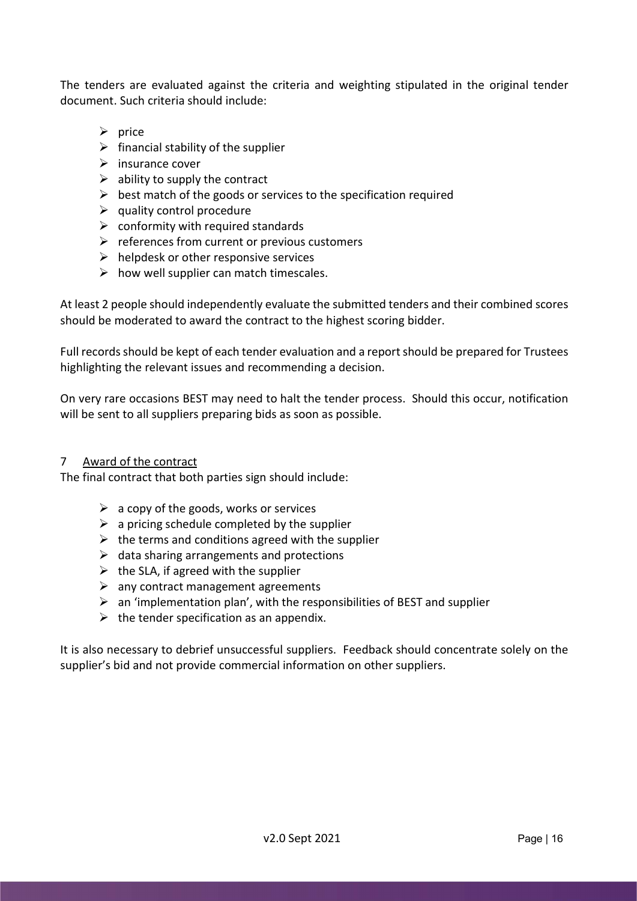The tenders are evaluated against the criteria and weighting stipulated in the original tender document. Such criteria should include:

- price
- financial stability of the supplier
- insurance cover
- ability to supply the contract
- best match of the goods or services to the specification required
- quality control procedure
- conformity with required standards
- references from current or previous customers
- helpdesk or other responsive services
- how well supplier can match timescales.

At least 2 people should independently evaluate the submitted tenders and their combined scores should be moderated to award the contract to the highest scoring bidder.

Full records should be kept of each tender evaluation and a report should be prepared for Trustees highlighting the relevant issues and recommending a decision.

On very rare occasions BEST may need to halt the tender process. Should this occur, notification will be sent to all suppliers preparing bids as soon as possible.

## 7 Award of the contract

The final contract that both parties sign should include:

- a copy of the goods, works or services
- a pricing schedule completed by the supplier
- the terms and conditions agreed with the supplier
- data sharing arrangements and protections
- the SLA, if agreed with the supplier
- any contract management agreements
- an 'implementation plan', with the responsibilities of BEST and supplier
- the tender specification as an appendix.

It is also necessary to debrief unsuccessful suppliers. Feedback should concentrate solely on the supplier's bid and not provide commercial information on other suppliers.